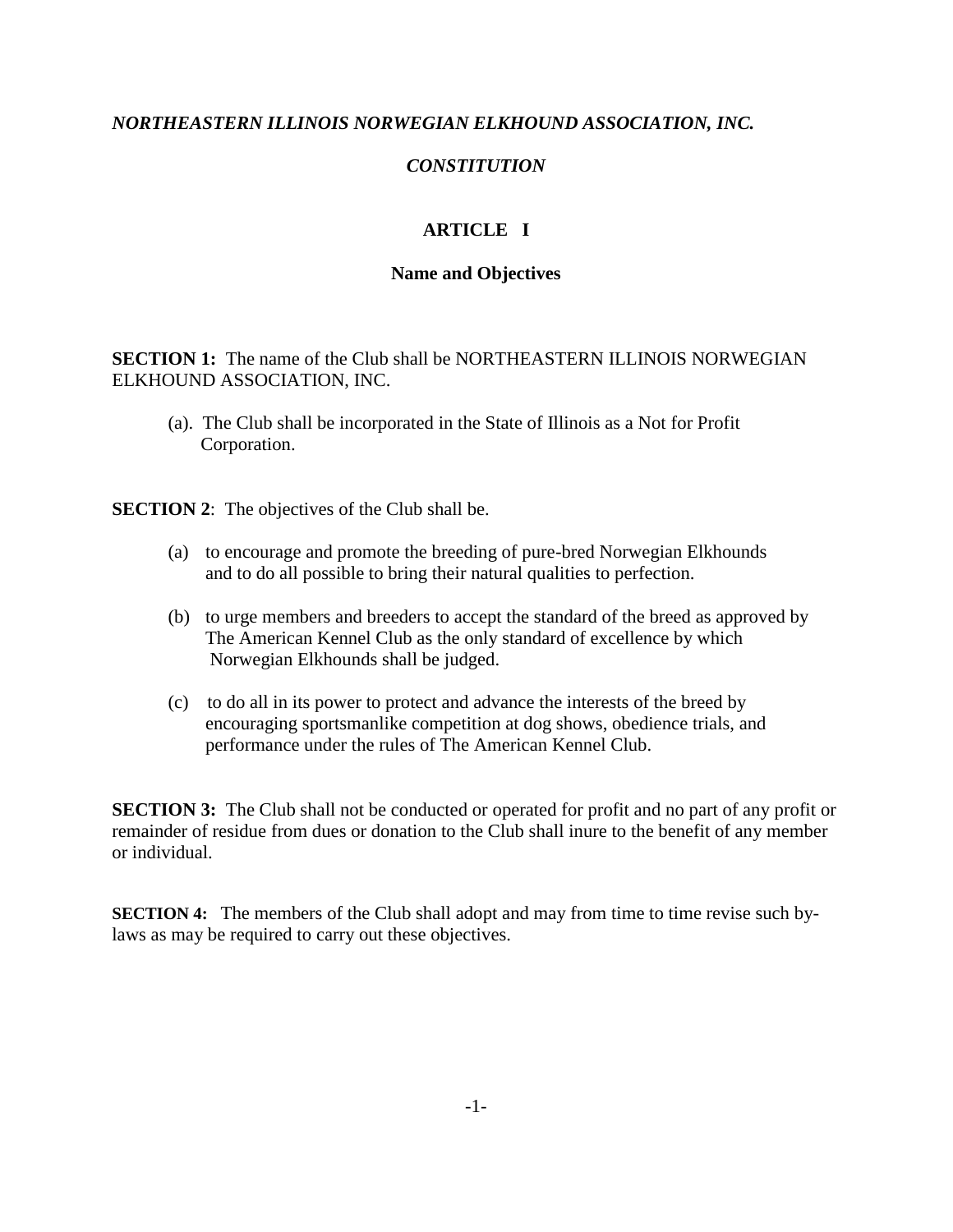***NORTHEASTERN ILLINOIS NORWEGIAN ELKHOUND ASSOCIATION, INC.***

***CONSTITUTION***

# ARTICLE I

## Name and Objectives

**SECTION 1:** The name of the Club shall be NORTHEASTERN ILLINOIS NORWEGIAN ELKHOUND ASSOCIATION, INC.

(a). The Club shall be incorporated in the State of Illinois as a Not for Profit Corporation.

**SECTION 2**: The objectives of the Club shall be.

(a) to encourage and promote the breeding of pure-bred Norwegian Elkhounds and to do all possible to bring their natural qualities to perfection.

(b) to urge members and breeders to accept the standard of the breed as approved by The American Kennel Club as the only standard of excellence by which Norwegian Elkhounds shall be judged.

(c) to do all in its power to protect and advance the interests of the breed by encouraging sportsmanlike competition at dog shows, obedience trials, and performance under the rules of The American Kennel Club.

**SECTION 3:** The Club shall not be conducted or operated for profit and no part of any profit or remainder of residue from dues or donation to the Club shall inure to the benefit of any member or individual.

**SECTION 4:** The members of the Club shall adopt and may from time to time revise such by-laws as may be required to carry out these objectives.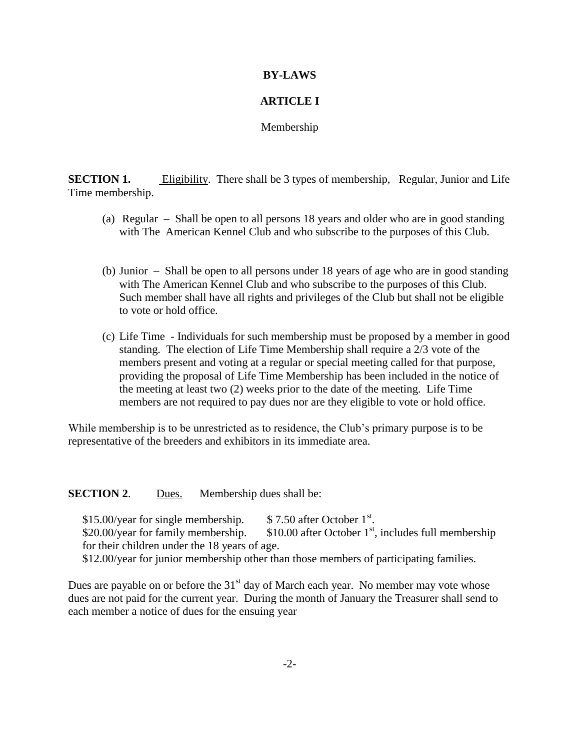# BY-LAWS

## ARTICLE I

### Membership

**SECTION 1.** Eligibility. There shall be 3 types of membership, Regular, Junior and Life Time membership.

(a) Regular – Shall be open to all persons 18 years and older who are in good standing with The American Kennel Club and who subscribe to the purposes of this Club.

(b) Junior – Shall be open to all persons under 18 years of age who are in good standing with The American Kennel Club and who subscribe to the purposes of this Club. Such member shall have all rights and privileges of the Club but shall not be eligible to vote or hold office.

(c) Life Time - Individuals for such membership must be proposed by a member in good standing. The election of Life Time Membership shall require a 2/3 vote of the members present and voting at a regular or special meeting called for that purpose, providing the proposal of Life Time Membership has been included in the notice of the meeting at least two (2) weeks prior to the date of the meeting. Life Time members are not required to pay dues nor are they eligible to vote or hold office.

While membership is to be unrestricted as to residence, the Club's primary purpose is to be representative of the breeders and exhibitors in its immediate area.

**SECTION 2**. Dues. Membership dues shall be:

$15.00/year for single membership. $ 7.50 after October 1st.
$20.00/year for family membership. $10.00 after October 1st, includes full membership for their children under the 18 years of age.
$12.00/year for junior membership other than those members of participating families.

Dues are payable on or before the 31st day of March each year. No member may vote whose dues are not paid for the current year. During the month of January the Treasurer shall send to each member a notice of dues for the ensuing year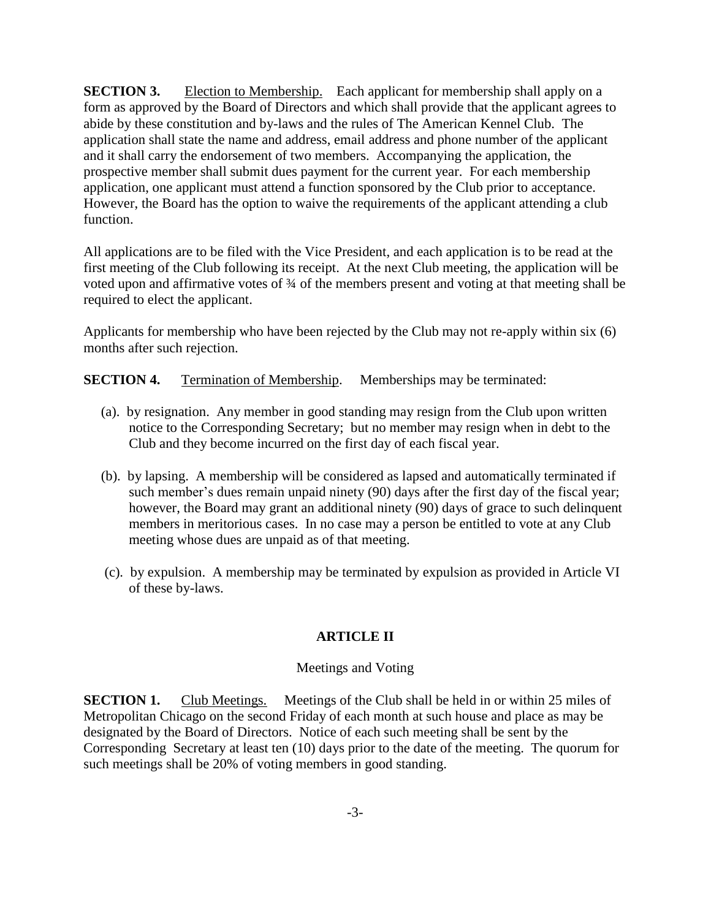**SECTION 3.** Election to Membership. Each applicant for membership shall apply on a form as approved by the Board of Directors and which shall provide that the applicant agrees to abide by these constitution and by-laws and the rules of The American Kennel Club. The application shall state the name and address, email address and phone number of the applicant and it shall carry the endorsement of two members. Accompanying the application, the prospective member shall submit dues payment for the current year. For each membership application, one applicant must attend a function sponsored by the Club prior to acceptance. However, the Board has the option to waive the requirements of the applicant attending a club function.

All applications are to be filed with the Vice President, and each application is to be read at the first meeting of the Club following its receipt. At the next Club meeting, the application will be voted upon and affirmative votes of ¾ of the members present and voting at that meeting shall be required to elect the applicant.

Applicants for membership who have been rejected by the Club may not re-apply within six (6) months after such rejection.

**SECTION 4.** Termination of Membership. Memberships may be terminated:

(a). by resignation. Any member in good standing may resign from the Club upon written notice to the Corresponding Secretary; but no member may resign when in debt to the Club and they become incurred on the first day of each fiscal year.

(b). by lapsing. A membership will be considered as lapsed and automatically terminated if such member's dues remain unpaid ninety (90) days after the first day of the fiscal year; however, the Board may grant an additional ninety (90) days of grace to such delinquent members in meritorious cases. In no case may a person be entitled to vote at any Club meeting whose dues are unpaid as of that meeting.

(c). by expulsion. A membership may be terminated by expulsion as provided in Article VI of these by-laws.

## ARTICLE II

Meetings and Voting

**SECTION 1.** Club Meetings. Meetings of the Club shall be held in or within 25 miles of Metropolitan Chicago on the second Friday of each month at such house and place as may be designated by the Board of Directors. Notice of each such meeting shall be sent by the Corresponding Secretary at least ten (10) days prior to the date of the meeting. The quorum for such meetings shall be 20% of voting members in good standing.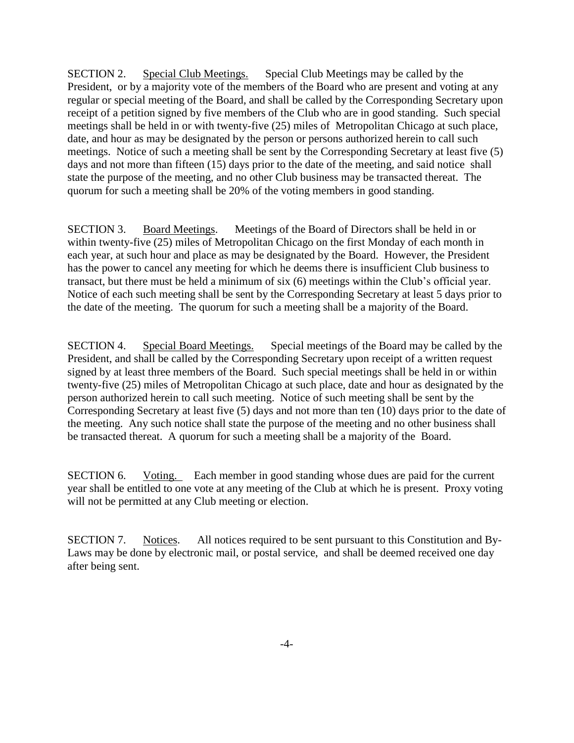SECTION 2. Special Club Meetings. Special Club Meetings may be called by the President, or by a majority vote of the members of the Board who are present and voting at any regular or special meeting of the Board, and shall be called by the Corresponding Secretary upon receipt of a petition signed by five members of the Club who are in good standing. Such special meetings shall be held in or with twenty-five (25) miles of Metropolitan Chicago at such place, date, and hour as may be designated by the person or persons authorized herein to call such meetings. Notice of such a meeting shall be sent by the Corresponding Secretary at least five (5) days and not more than fifteen (15) days prior to the date of the meeting, and said notice shall state the purpose of the meeting, and no other Club business may be transacted thereat. The quorum for such a meeting shall be 20% of the voting members in good standing.

SECTION 3. Board Meetings. Meetings of the Board of Directors shall be held in or within twenty-five (25) miles of Metropolitan Chicago on the first Monday of each month in each year, at such hour and place as may be designated by the Board. However, the President has the power to cancel any meeting for which he deems there is insufficient Club business to transact, but there must be held a minimum of six (6) meetings within the Club's official year. Notice of each such meeting shall be sent by the Corresponding Secretary at least 5 days prior to the date of the meeting. The quorum for such a meeting shall be a majority of the Board.

SECTION 4. Special Board Meetings. Special meetings of the Board may be called by the President, and shall be called by the Corresponding Secretary upon receipt of a written request signed by at least three members of the Board. Such special meetings shall be held in or within twenty-five (25) miles of Metropolitan Chicago at such place, date and hour as designated by the person authorized herein to call such meeting. Notice of such meeting shall be sent by the Corresponding Secretary at least five (5) days and not more than ten (10) days prior to the date of the meeting. Any such notice shall state the purpose of the meeting and no other business shall be transacted thereat. A quorum for such a meeting shall be a majority of the Board.

SECTION 6. Voting. Each member in good standing whose dues are paid for the current year shall be entitled to one vote at any meeting of the Club at which he is present. Proxy voting will not be permitted at any Club meeting or election.

SECTION 7. Notices. All notices required to be sent pursuant to this Constitution and By-Laws may be done by electronic mail, or postal service, and shall be deemed received one day after being sent.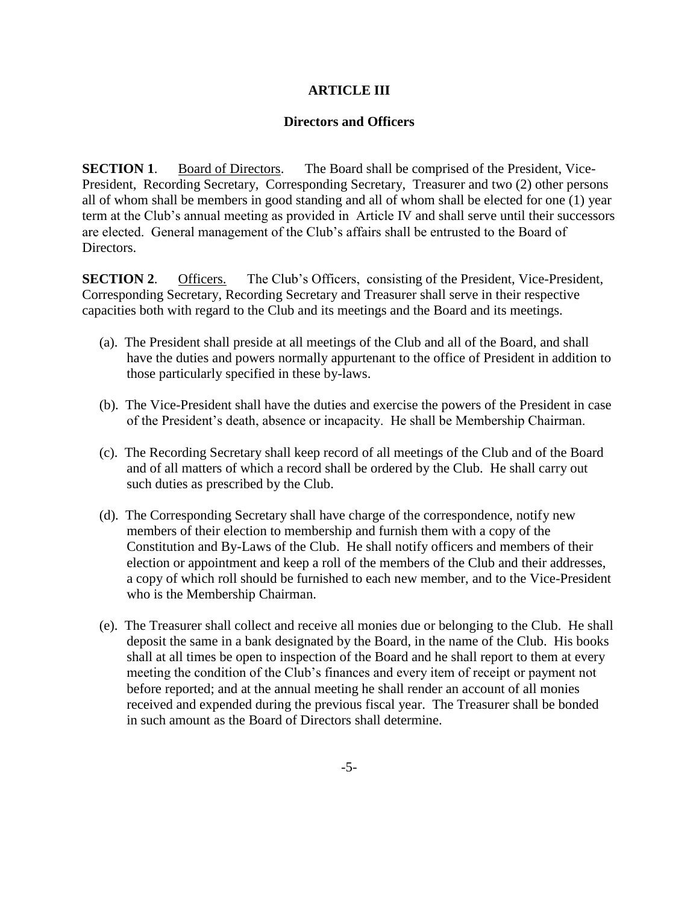## ARTICLE III

### Directors and Officers

**SECTION 1**. Board of Directors. The Board shall be comprised of the President, Vice-President, Recording Secretary, Corresponding Secretary, Treasurer and two (2) other persons all of whom shall be members in good standing and all of whom shall be elected for one (1) year term at the Club's annual meeting as provided in Article IV and shall serve until their successors are elected. General management of the Club's affairs shall be entrusted to the Board of Directors.

**SECTION 2**. Officers. The Club's Officers, consisting of the President, Vice-President, Corresponding Secretary, Recording Secretary and Treasurer shall serve in their respective capacities both with regard to the Club and its meetings and the Board and its meetings.

(a). The President shall preside at all meetings of the Club and all of the Board, and shall have the duties and powers normally appurtenant to the office of President in addition to those particularly specified in these by-laws.

(b). The Vice-President shall have the duties and exercise the powers of the President in case of the President's death, absence or incapacity. He shall be Membership Chairman.

(c). The Recording Secretary shall keep record of all meetings of the Club and of the Board and of all matters of which a record shall be ordered by the Club. He shall carry out such duties as prescribed by the Club.

(d). The Corresponding Secretary shall have charge of the correspondence, notify new members of their election to membership and furnish them with a copy of the Constitution and By-Laws of the Club. He shall notify officers and members of their election or appointment and keep a roll of the members of the Club and their addresses, a copy of which roll should be furnished to each new member, and to the Vice-President who is the Membership Chairman.

(e). The Treasurer shall collect and receive all monies due or belonging to the Club. He shall deposit the same in a bank designated by the Board, in the name of the Club. His books shall at all times be open to inspection of the Board and he shall report to them at every meeting the condition of the Club's finances and every item of receipt or payment not before reported; and at the annual meeting he shall render an account of all monies received and expended during the previous fiscal year. The Treasurer shall be bonded in such amount as the Board of Directors shall determine.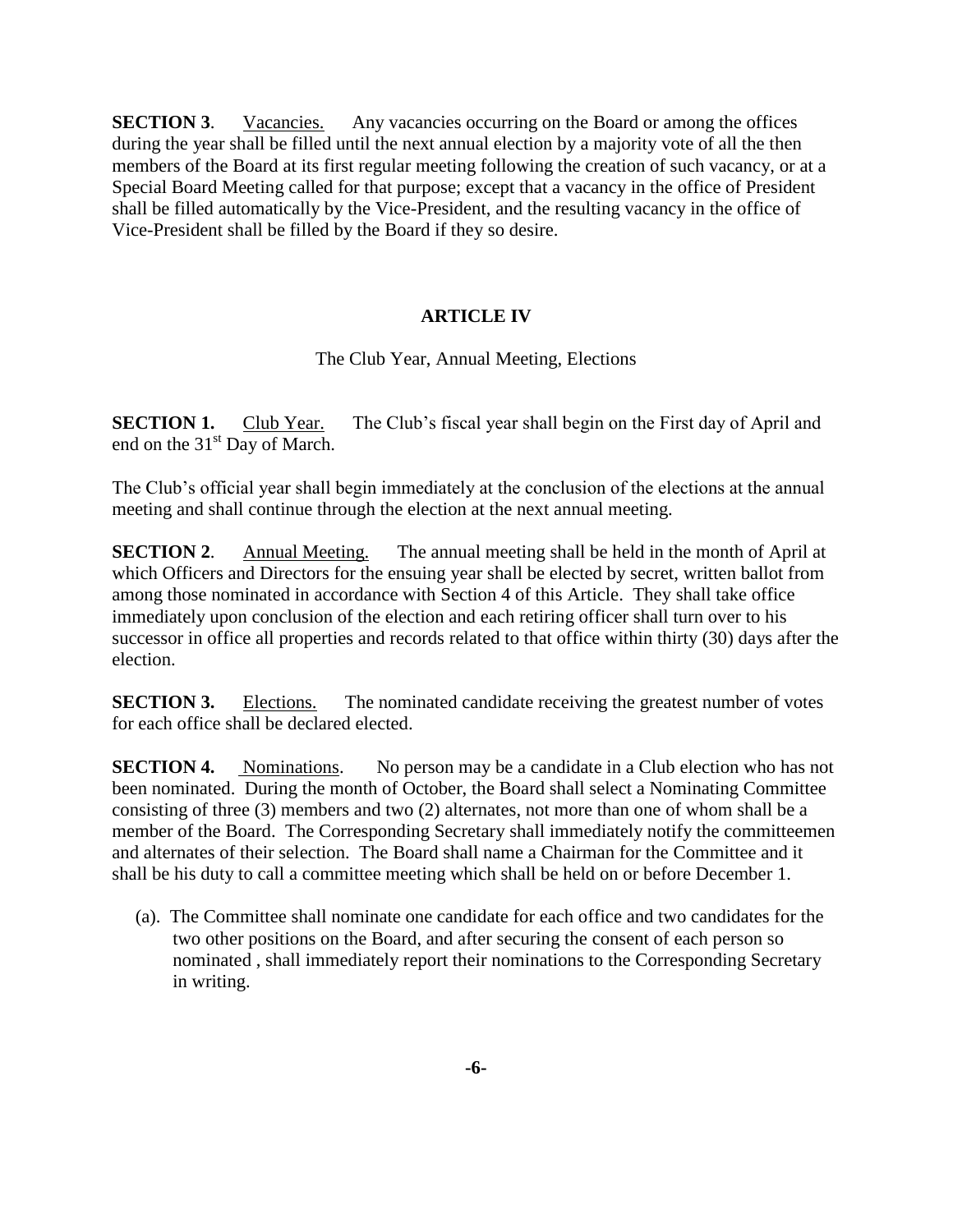**SECTION 3**. Vacancies. Any vacancies occurring on the Board or among the offices during the year shall be filled until the next annual election by a majority vote of all the then members of the Board at its first regular meeting following the creation of such vacancy, or at a Special Board Meeting called for that purpose; except that a vacancy in the office of President shall be filled automatically by the Vice-President, and the resulting vacancy in the office of Vice-President shall be filled by the Board if they so desire.

## ARTICLE IV

The Club Year, Annual Meeting, Elections

**SECTION 1.** Club Year. The Club's fiscal year shall begin on the First day of April and end on the 31st Day of March.

The Club's official year shall begin immediately at the conclusion of the elections at the annual meeting and shall continue through the election at the next annual meeting.

**SECTION 2**. Annual Meeting. The annual meeting shall be held in the month of April at which Officers and Directors for the ensuing year shall be elected by secret, written ballot from among those nominated in accordance with Section 4 of this Article. They shall take office immediately upon conclusion of the election and each retiring officer shall turn over to his successor in office all properties and records related to that office within thirty (30) days after the election.

**SECTION 3.** Elections. The nominated candidate receiving the greatest number of votes for each office shall be declared elected.

**SECTION 4.** Nominations. No person may be a candidate in a Club election who has not been nominated. During the month of October, the Board shall select a Nominating Committee consisting of three (3) members and two (2) alternates, not more than one of whom shall be a member of the Board. The Corresponding Secretary shall immediately notify the committeemen and alternates of their selection. The Board shall name a Chairman for the Committee and it shall be his duty to call a committee meeting which shall be held on or before December 1.

(a). The Committee shall nominate one candidate for each office and two candidates for the two other positions on the Board, and after securing the consent of each person so nominated , shall immediately report their nominations to the Corresponding Secretary in writing.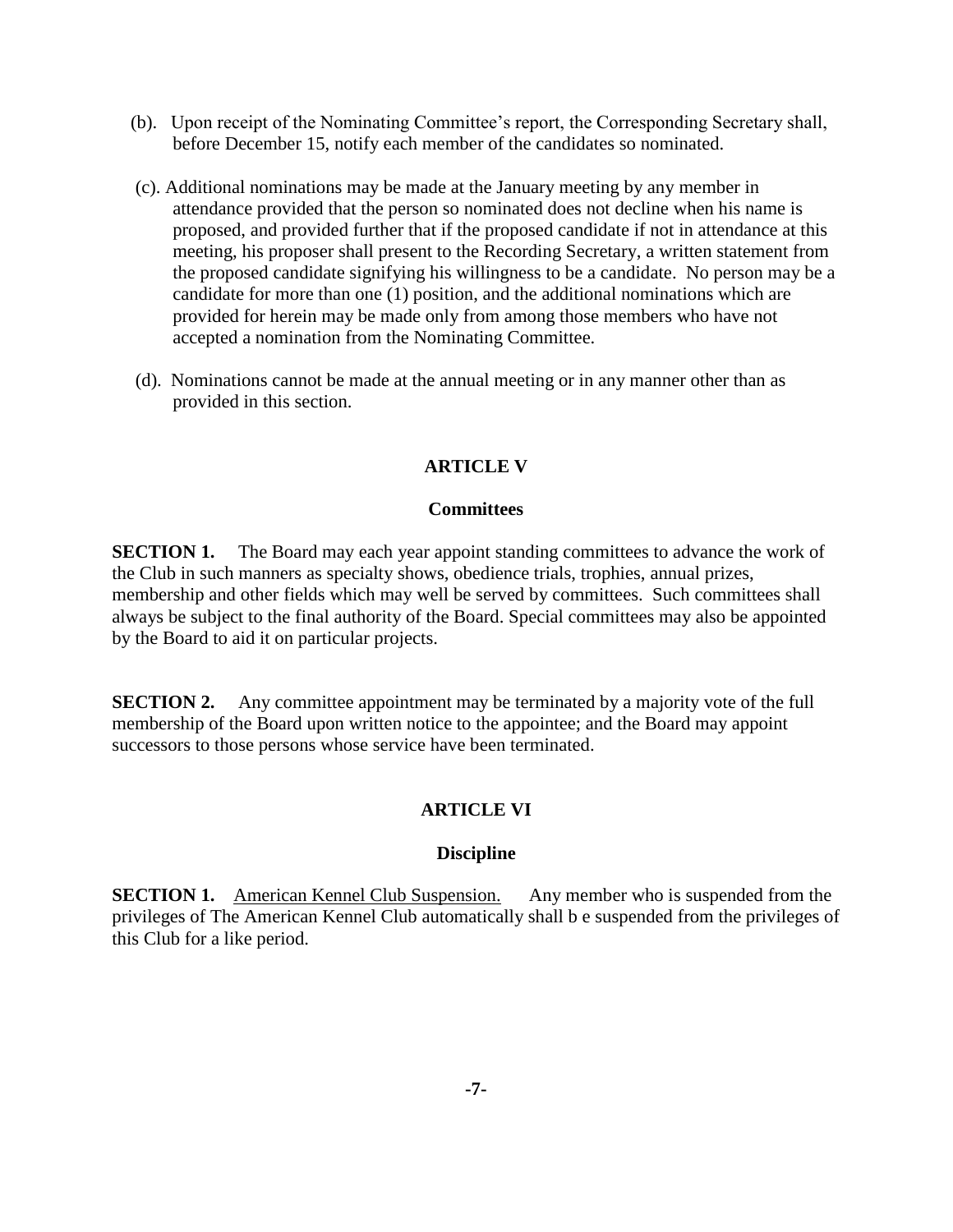(b). Upon receipt of the Nominating Committee's report, the Corresponding Secretary shall, before December 15, notify each member of the candidates so nominated.

(c). Additional nominations may be made at the January meeting by any member in attendance provided that the person so nominated does not decline when his name is proposed, and provided further that if the proposed candidate if not in attendance at this meeting, his proposer shall present to the Recording Secretary, a written statement from the proposed candidate signifying his willingness to be a candidate. No person may be a candidate for more than one (1) position, and the additional nominations which are provided for herein may be made only from among those members who have not accepted a nomination from the Nominating Committee.

(d). Nominations cannot be made at the annual meeting or in any manner other than as provided in this section.

## ARTICLE V

### Committees

**SECTION 1.** The Board may each year appoint standing committees to advance the work of the Club in such manners as specialty shows, obedience trials, trophies, annual prizes, membership and other fields which may well be served by committees. Such committees shall always be subject to the final authority of the Board. Special committees may also be appointed by the Board to aid it on particular projects.

**SECTION 2.** Any committee appointment may be terminated by a majority vote of the full membership of the Board upon written notice to the appointee; and the Board may appoint successors to those persons whose service have been terminated.

## ARTICLE VI

### Discipline

**SECTION 1.** American Kennel Club Suspension. Any member who is suspended from the privileges of The American Kennel Club automatically shall b e suspended from the privileges of this Club for a like period.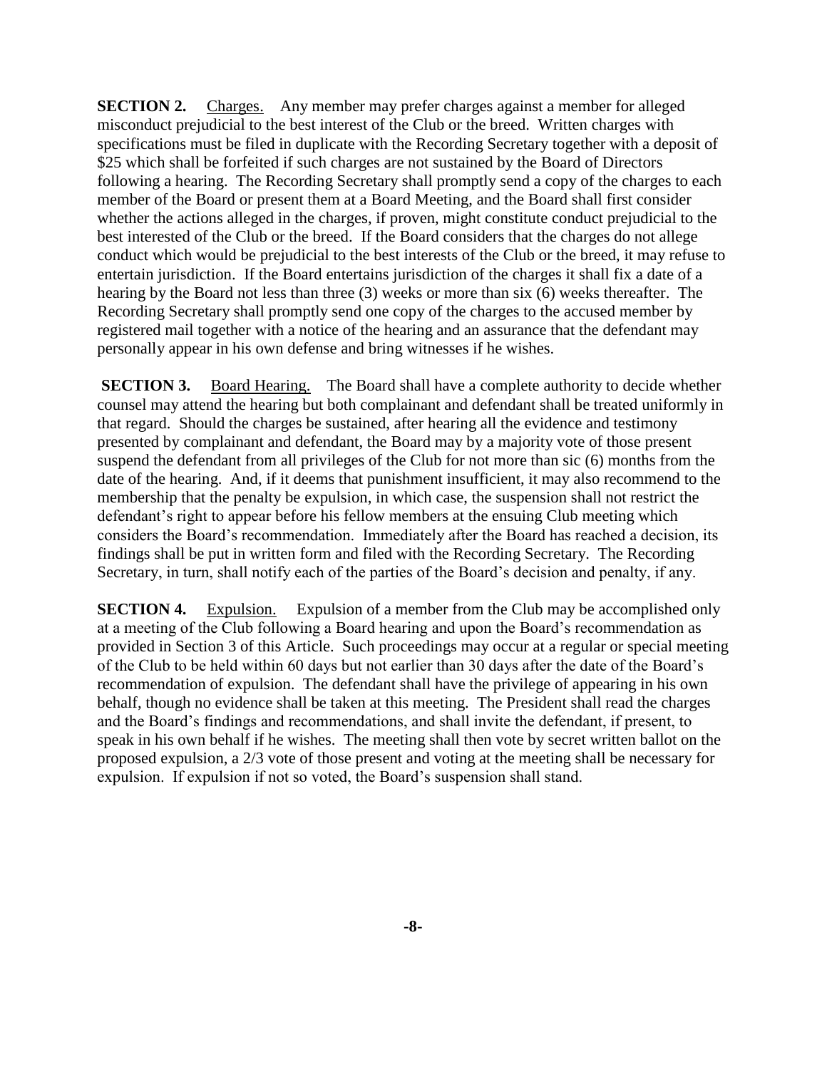**SECTION 2.** Charges. Any member may prefer charges against a member for alleged misconduct prejudicial to the best interest of the Club or the breed. Written charges with specifications must be filed in duplicate with the Recording Secretary together with a deposit of $25 which shall be forfeited if such charges are not sustained by the Board of Directors following a hearing. The Recording Secretary shall promptly send a copy of the charges to each member of the Board or present them at a Board Meeting, and the Board shall first consider whether the actions alleged in the charges, if proven, might constitute conduct prejudicial to the best interested of the Club or the breed. If the Board considers that the charges do not allege conduct which would be prejudicial to the best interests of the Club or the breed, it may refuse to entertain jurisdiction. If the Board entertains jurisdiction of the charges it shall fix a date of a hearing by the Board not less than three (3) weeks or more than six (6) weeks thereafter. The Recording Secretary shall promptly send one copy of the charges to the accused member by registered mail together with a notice of the hearing and an assurance that the defendant may personally appear in his own defense and bring witnesses if he wishes.

**SECTION 3.** Board Hearing. The Board shall have a complete authority to decide whether counsel may attend the hearing but both complainant and defendant shall be treated uniformly in that regard. Should the charges be sustained, after hearing all the evidence and testimony presented by complainant and defendant, the Board may by a majority vote of those present suspend the defendant from all privileges of the Club for not more than sic (6) months from the date of the hearing. And, if it deems that punishment insufficient, it may also recommend to the membership that the penalty be expulsion, in which case, the suspension shall not restrict the defendant's right to appear before his fellow members at the ensuing Club meeting which considers the Board's recommendation. Immediately after the Board has reached a decision, its findings shall be put in written form and filed with the Recording Secretary. The Recording Secretary, in turn, shall notify each of the parties of the Board's decision and penalty, if any.

**SECTION 4.** Expulsion. Expulsion of a member from the Club may be accomplished only at a meeting of the Club following a Board hearing and upon the Board's recommendation as provided in Section 3 of this Article. Such proceedings may occur at a regular or special meeting of the Club to be held within 60 days but not earlier than 30 days after the date of the Board's recommendation of expulsion. The defendant shall have the privilege of appearing in his own behalf, though no evidence shall be taken at this meeting. The President shall read the charges and the Board's findings and recommendations, and shall invite the defendant, if present, to speak in his own behalf if he wishes. The meeting shall then vote by secret written ballot on the proposed expulsion, a 2/3 vote of those present and voting at the meeting shall be necessary for expulsion. If expulsion if not so voted, the Board's suspension shall stand.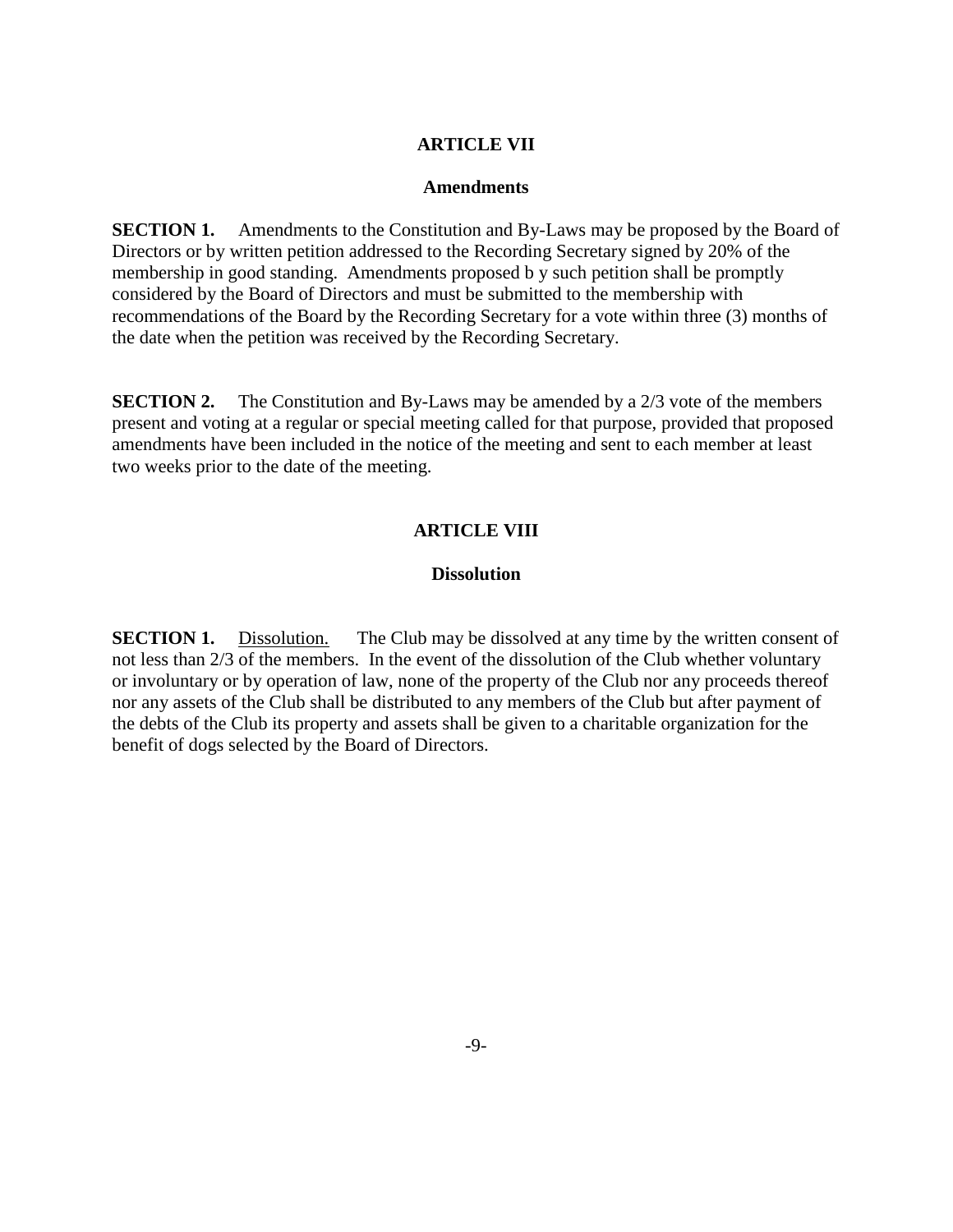## ARTICLE VII

### Amendments

**SECTION 1.** Amendments to the Constitution and By-Laws may be proposed by the Board of Directors or by written petition addressed to the Recording Secretary signed by 20% of the membership in good standing. Amendments proposed b y such petition shall be promptly considered by the Board of Directors and must be submitted to the membership with recommendations of the Board by the Recording Secretary for a vote within three (3) months of the date when the petition was received by the Recording Secretary.

**SECTION 2.** The Constitution and By-Laws may be amended by a 2/3 vote of the members present and voting at a regular or special meeting called for that purpose, provided that proposed amendments have been included in the notice of the meeting and sent to each member at least two weeks prior to the date of the meeting.

## ARTICLE VIII

### Dissolution

**SECTION 1.** Dissolution. The Club may be dissolved at any time by the written consent of not less than 2/3 of the members. In the event of the dissolution of the Club whether voluntary or involuntary or by operation of law, none of the property of the Club nor any proceeds thereof nor any assets of the Club shall be distributed to any members of the Club but after payment of the debts of the Club its property and assets shall be given to a charitable organization for the benefit of dogs selected by the Board of Directors.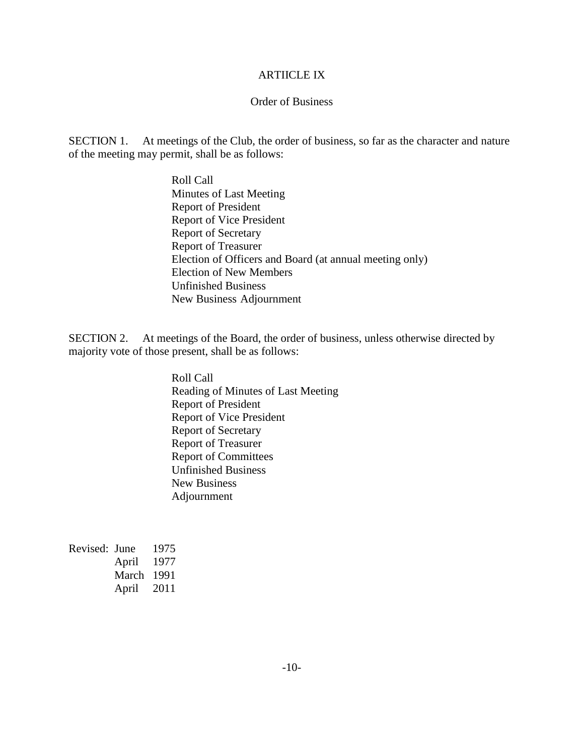# ARTIICLE IX

## Order of Business

SECTION 1. At meetings of the Club, the order of business, so far as the character and nature of the meeting may permit, shall be as follows:

Roll Call
Minutes of Last Meeting
Report of President
Report of Vice President
Report of Secretary
Report of Treasurer
Election of Officers and Board (at annual meeting only)
Election of New Members
Unfinished Business
New Business Adjournment

SECTION 2. At meetings of the Board, the order of business, unless otherwise directed by majority vote of those present, shall be as follows:

Roll Call
Reading of Minutes of Last Meeting
Report of President
Report of Vice President
Report of Secretary
Report of Treasurer
Report of Committees
Unfinished Business
New Business
Adjournment

Revised: June 1975
April 1977
March 1991
April 2011